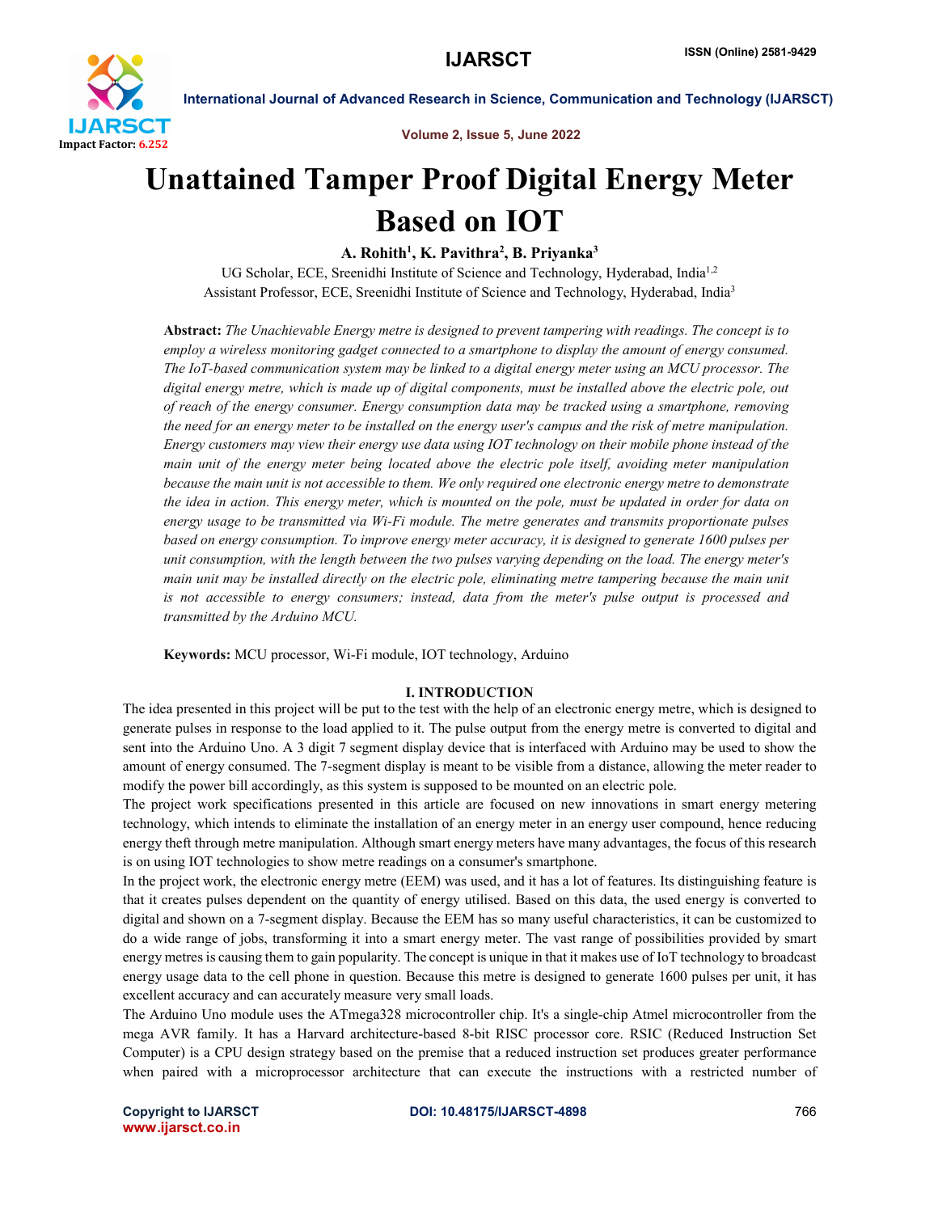# Unattained Tamper Proof Digital Energy Meter Based on IOT

**A. Rohith[1], K. Pavithra[2], B. Priyanka[3]**

UG Scholar, ECE, Sreenidhi Institute of Science and Technology, Hyderabad, India[1,2]

Assistant Professor, ECE, Sreenidhi Institute of Science and Technology, Hyderabad, India[3]

**Abstract:** *The Unachievable Energy metre is designed to prevent tampering with readings. The concept is to employ a wireless monitoring gadget connected to a smartphone to display the amount of energy consumed. The IoT-based communication system may be linked to a digital energy meter using an MCU processor. The digital energy metre, which is made up of digital components, must be installed above the electric pole, out of reach of the energy consumer. Energy consumption data may be tracked using a smartphone, removing the need for an energy meter to be installed on the energy user's campus and the risk of metre manipulation. Energy customers may view their energy use data using IOT technology on their mobile phone instead of the main unit of the energy meter being located above the electric pole itself, avoiding meter manipulation because the main unit is not accessible to them. We only required one electronic energy metre to demonstrate the idea in action. This energy meter, which is mounted on the pole, must be updated in order for data on energy usage to be transmitted via Wi-Fi module. The metre generates and transmits proportionate pulses based on energy consumption. To improve energy meter accuracy, it is designed to generate 1600 pulses per unit consumption, with the length between the two pulses varying depending on the load. The energy meter's main unit may be installed directly on the electric pole, eliminating metre tampering because the main unit is not accessible to energy consumers; instead, data from the meter's pulse output is processed and transmitted by the Arduino MCU.*

**Keywords:** MCU processor, Wi-Fi module, IOT technology, Arduino

## I. INTRODUCTION

The idea presented in this project will be put to the test with the help of an electronic energy metre, which is designed to generate pulses in response to the load applied to it. The pulse output from the energy metre is converted to digital and sent into the Arduino Uno. A 3 digit 7 segment display device that is interfaced with Arduino may be used to show the amount of energy consumed. The 7-segment display is meant to be visible from a distance, allowing the meter reader to modify the power bill accordingly, as this system is supposed to be mounted on an electric pole.

The project work specifications presented in this article are focused on new innovations in smart energy metering technology, which intends to eliminate the installation of an energy meter in an energy user compound, hence reducing energy theft through metre manipulation. Although smart energy meters have many advantages, the focus of this research is on using IOT technologies to show metre readings on a consumer's smartphone.

In the project work, the electronic energy metre (EEM) was used, and it has a lot of features. Its distinguishing feature is that it creates pulses dependent on the quantity of energy utilised. Based on this data, the used energy is converted to digital and shown on a 7-segment display. Because the EEM has so many useful characteristics, it can be customized to do a wide range of jobs, transforming it into a smart energy meter. The vast range of possibilities provided by smart energy metres is causing them to gain popularity. The concept is unique in that it makes use of IoT technology to broadcast energy usage data to the cell phone in question. Because this metre is designed to generate 1600 pulses per unit, it has excellent accuracy and can accurately measure very small loads.

The Arduino Uno module uses the ATmega328 microcontroller chip. It's a single-chip Atmel microcontroller from the mega AVR family. It has a Harvard architecture-based 8-bit RISC processor core. RSIC (Reduced Instruction Set Computer) is a CPU design strategy based on the premise that a reduced instruction set produces greater performance when paired with a microprocessor architecture that can execute the instructions with a restricted number of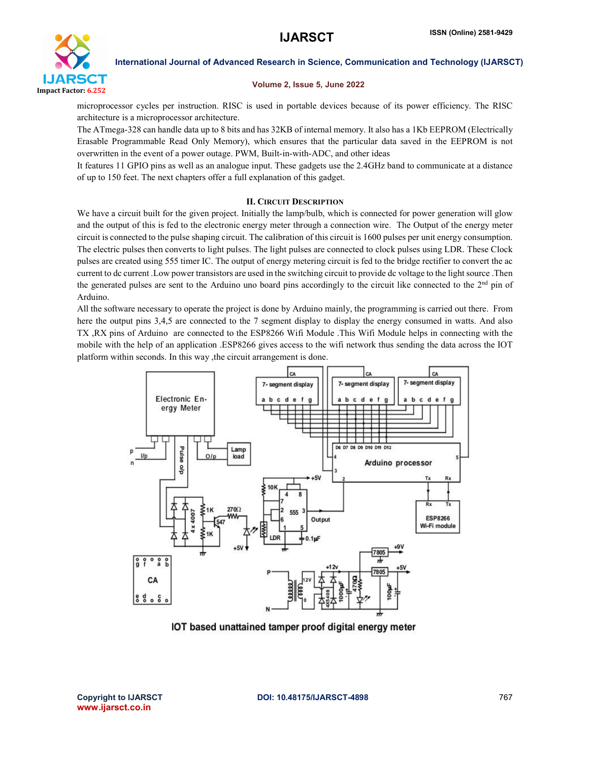microprocessor cycles per instruction. RISC is used in portable devices because of its power efficiency. The RISC architecture is a microprocessor architecture.

The ATmega-328 can handle data up to 8 bits and has 32KB of internal memory. It also has a 1Kb EEPROM (Electrically Erasable Programmable Read Only Memory), which ensures that the particular data saved in the EEPROM is not overwritten in the event of a power outage. PWM, Built-in-with-ADC, and other ideas

It features 11 GPIO pins as well as an analogue input. These gadgets use the 2.4GHz band to communicate at a distance of up to 150 feet. The next chapters offer a full explanation of this gadget.

## II. Circuit Description

We have a circuit built for the given project. Initially the lamp/bulb, which is connected for power generation will glow and the output of this is fed to the electronic energy meter through a connection wire. The Output of the energy meter circuit is connected to the pulse shaping circuit. The calibration of this circuit is 1600 pulses per unit energy consumption. The electric pulses then converts to light pulses. The light pulses are connected to clock pulses using LDR. These Clock pulses are created using 555 timer IC. The output of energy metering circuit is fed to the bridge rectifier to convert the ac current to dc current .Low power transistors are used in the switching circuit to provide dc voltage to the light source .Then the generated pulses are sent to the Arduino uno board pins accordingly to the circuit like connected to the 2nd pin of Arduino.

All the software necessary to operate the project is done by Arduino mainly, the programming is carried out there. From here the output pins 3,4,5 are connected to the 7 segment display to display the energy consumed in watts. And also TX ,RX pins of Arduino are connected to the ESP8266 Wifi Module .This Wifi Module helps in connecting with the mobile with the help of an application .ESP8266 gives access to the wifi network thus sending the data across the IOT platform within seconds. In this way ,the circuit arrangement is done.

IOT based unattained tamper proof digital energy meter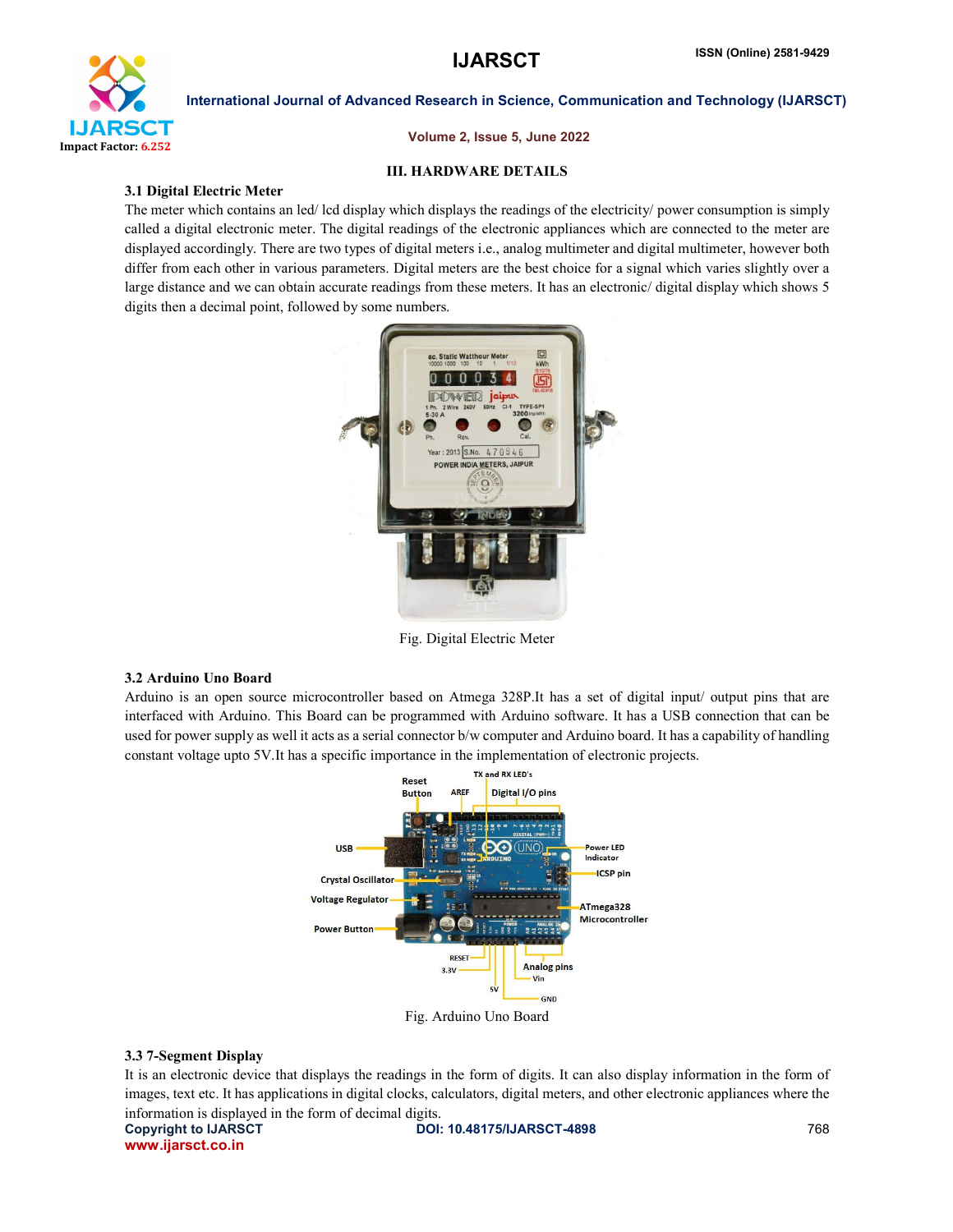## III. HARDWARE DETAILS

### 3.1 Digital Electric Meter

The meter which contains an led/ lcd display which displays the readings of the electricity/ power consumption is simply called a digital electronic meter. The digital readings of the electronic appliances which are connected to the meter are displayed accordingly. There are two types of digital meters i.e., analog multimeter and digital multimeter, however both differ from each other in various parameters. Digital meters are the best choice for a signal which varies slightly over a large distance and we can obtain accurate readings from these meters. It has an electronic/ digital display which shows 5 digits then a decimal point, followed by some numbers.

Fig. Digital Electric Meter

### 3.2 Arduino Uno Board

Arduino is an open source microcontroller based on Atmega 328P.It has a set of digital input/ output pins that are interfaced with Arduino. This Board can be programmed with Arduino software. It has a USB connection that can be used for power supply as well it acts as a serial connector b/w computer and Arduino board. It has a capability of handling constant voltage upto 5V.It has a specific importance in the implementation of electronic projects.

Fig. Arduino Uno Board

### 3.3 7-Segment Display

It is an electronic device that displays the readings in the form of digits. It can also display information in the form of images, text etc. It has applications in digital clocks, calculators, digital meters, and other electronic appliances where the information is displayed in the form of decimal digits.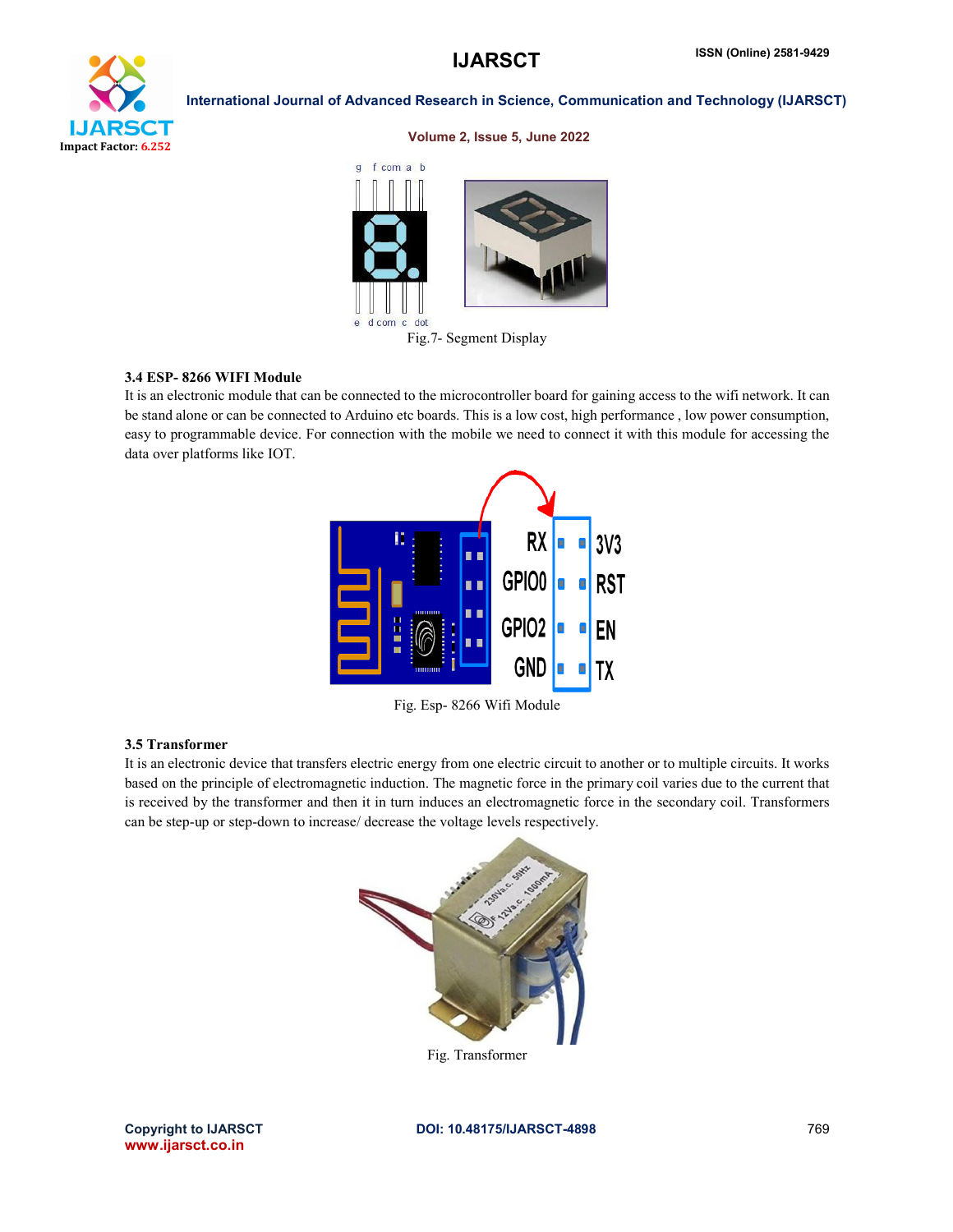Fig.7- Segment Display

### 3.4 ESP- 8266 WIFI Module

It is an electronic module that can be connected to the microcontroller board for gaining access to the wifi network. It can be stand alone or can be connected to Arduino etc boards. This is a low cost, high performance , low power consumption, easy to programmable device. For connection with the mobile we need to connect it with this module for accessing the data over platforms like IOT.

Fig. Esp- 8266 Wifi Module

### 3.5 Transformer

It is an electronic device that transfers electric energy from one electric circuit to another or to multiple circuits. It works based on the principle of electromagnetic induction. The magnetic force in the primary coil varies due to the current that is received by the transformer and then it in turn induces an electromagnetic force in the secondary coil. Transformers can be step-up or step-down to increase/ decrease the voltage levels respectively.

Fig. Transformer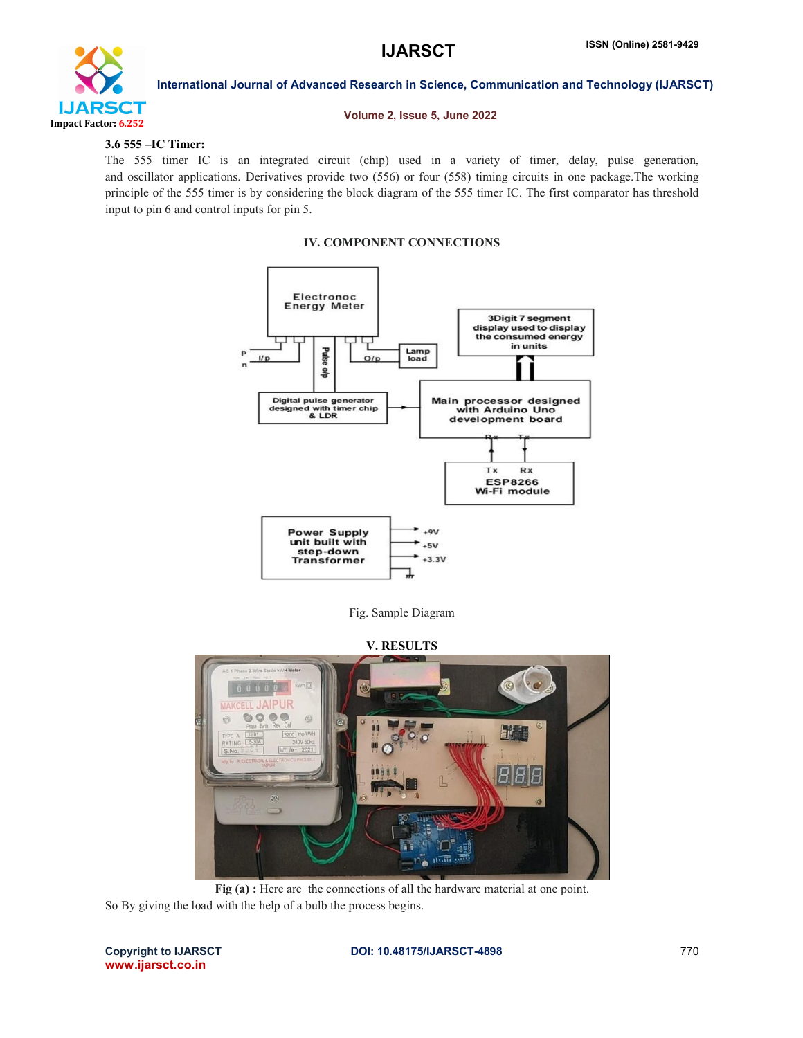### 3.6 555 –IC Timer:

The 555 timer IC is an integrated circuit (chip) used in a variety of timer, delay, pulse generation, and oscillator applications. Derivatives provide two (556) or four (558) timing circuits in one package.The working principle of the 555 timer is by considering the block diagram of the 555 timer IC. The first comparator has threshold input to pin 6 and control inputs for pin 5.

## IV. COMPONENT CONNECTIONS

Fig. Sample Diagram

## V. RESULTS

**Fig (a) :** Here are the connections of all the hardware material at one point.

So By giving the load with the help of a bulb the process begins.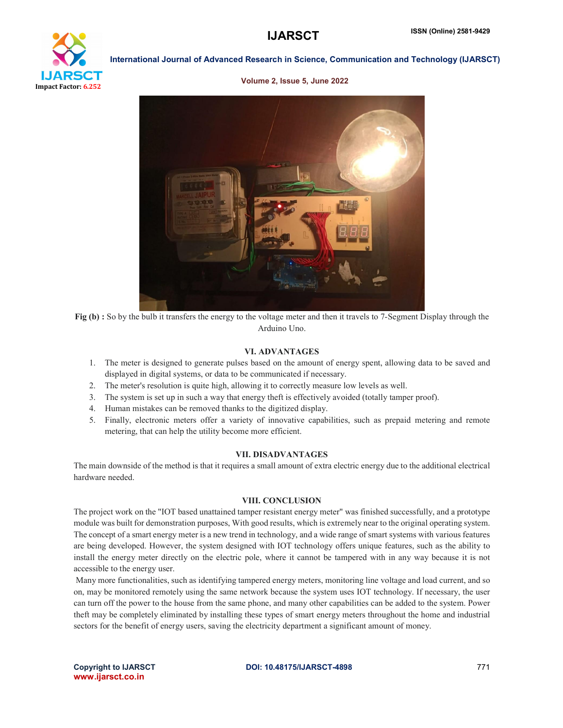**Fig (b) :** So by the bulb it transfers the energy to the voltage meter and then it travels to 7-Segment Display through the Arduino Uno.

## VI. ADVANTAGES

1. The meter is designed to generate pulses based on the amount of energy spent, allowing data to be saved and displayed in digital systems, or data to be communicated if necessary.
2. The meter's resolution is quite high, allowing it to correctly measure low levels as well.
3. The system is set up in such a way that energy theft is effectively avoided (totally tamper proof).
4. Human mistakes can be removed thanks to the digitized display.
5. Finally, electronic meters offer a variety of innovative capabilities, such as prepaid metering and remote metering, that can help the utility become more efficient.

## VII. DISADVANTAGES

The main downside of the method is that it requires a small amount of extra electric energy due to the additional electrical hardware needed.

## VIII. CONCLUSION

The project work on the "IOT based unattained tamper resistant energy meter" was finished successfully, and a prototype module was built for demonstration purposes, With good results, which is extremely near to the original operating system. The concept of a smart energy meter is a new trend in technology, and a wide range of smart systems with various features are being developed. However, the system designed with IOT technology offers unique features, such as the ability to install the energy meter directly on the electric pole, where it cannot be tampered with in any way because it is not accessible to the energy user.

Many more functionalities, such as identifying tampered energy meters, monitoring line voltage and load current, and so on, may be monitored remotely using the same network because the system uses IOT technology. If necessary, the user can turn off the power to the house from the same phone, and many other capabilities can be added to the system. Power theft may be completely eliminated by installing these types of smart energy meters throughout the home and industrial sectors for the benefit of energy users, saving the electricity department a significant amount of money.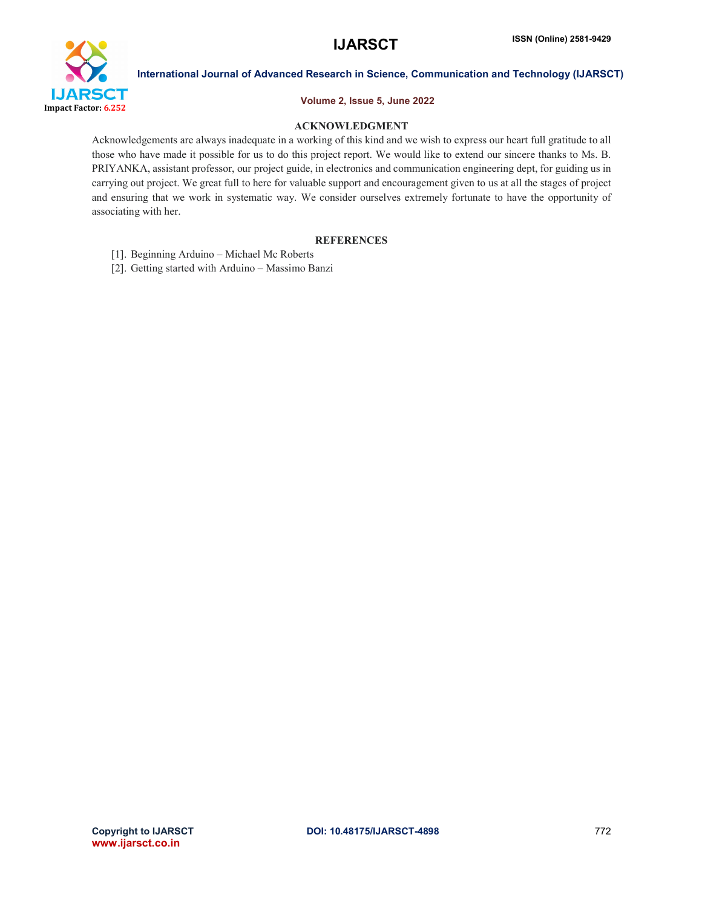## ACKNOWLEDGMENT

Acknowledgements are always inadequate in a working of this kind and we wish to express our heart full gratitude to all those who have made it possible for us to do this project report. We would like to extend our sincere thanks to Ms. B. PRIYANKA, assistant professor, our project guide, in electronics and communication engineering dept, for guiding us in carrying out project. We great full to here for valuable support and encouragement given to us at all the stages of project and ensuring that we work in systematic way. We consider ourselves extremely fortunate to have the opportunity of associating with her.

## REFERENCES

[1]. Beginning Arduino – Michael Mc Roberts

[2]. Getting started with Arduino – Massimo Banzi